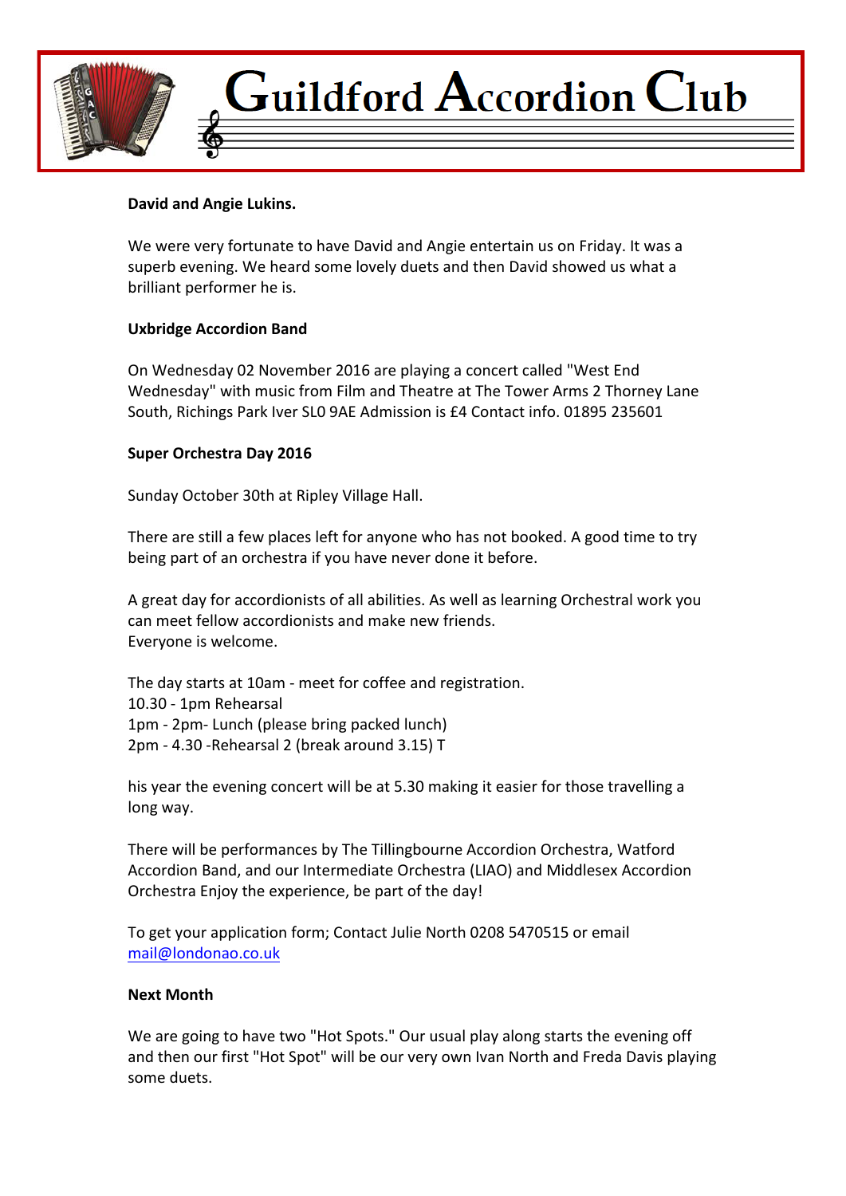# Guildford Accordion Club

**David and Angie Lukins.**

We were very fortunate to have David and Angie entertain us on Friday. It was a superb evening. We heard some lovely duets and then David showed us what a brilliant performer he is.

**Uxbridge Accordion Band**

On Wednesday 02 November 2016 are playing a concert called "West End Wednesday" with music from Film and Theatre at The Tower Arms 2 Thorney Lane South, Richings Park Iver SL0 9AE Admission is £4 Contact info. 01895 235601

**Super Orchestra Day 2016**

Sunday October 30th at Ripley Village Hall.

There are still a few places left for anyone who has not booked. A good time to try being part of an orchestra if you have never done it before.

A great day for accordionists of all abilities. As well as learning Orchestral work you can meet fellow accordionists and make new friends.
Everyone is welcome.

The day starts at 10am - meet for coffee and registration.
10.30 - 1pm Rehearsal
1pm - 2pm- Lunch (please bring packed lunch)
2pm - 4.30 -Rehearsal 2 (break around 3.15) T

his year the evening concert will be at 5.30 making it easier for those travelling a long way.

There will be performances by The Tillingbourne Accordion Orchestra, Watford Accordion Band, and our Intermediate Orchestra (LIAO) and Middlesex Accordion Orchestra Enjoy the experience, be part of the day!

To get your application form; Contact Julie North 0208 5470515 or email mail@londonao.co.uk

**Next Month**

We are going to have two "Hot Spots." Our usual play along starts the evening off and then our first "Hot Spot" will be our very own Ivan North and Freda Davis playing some duets.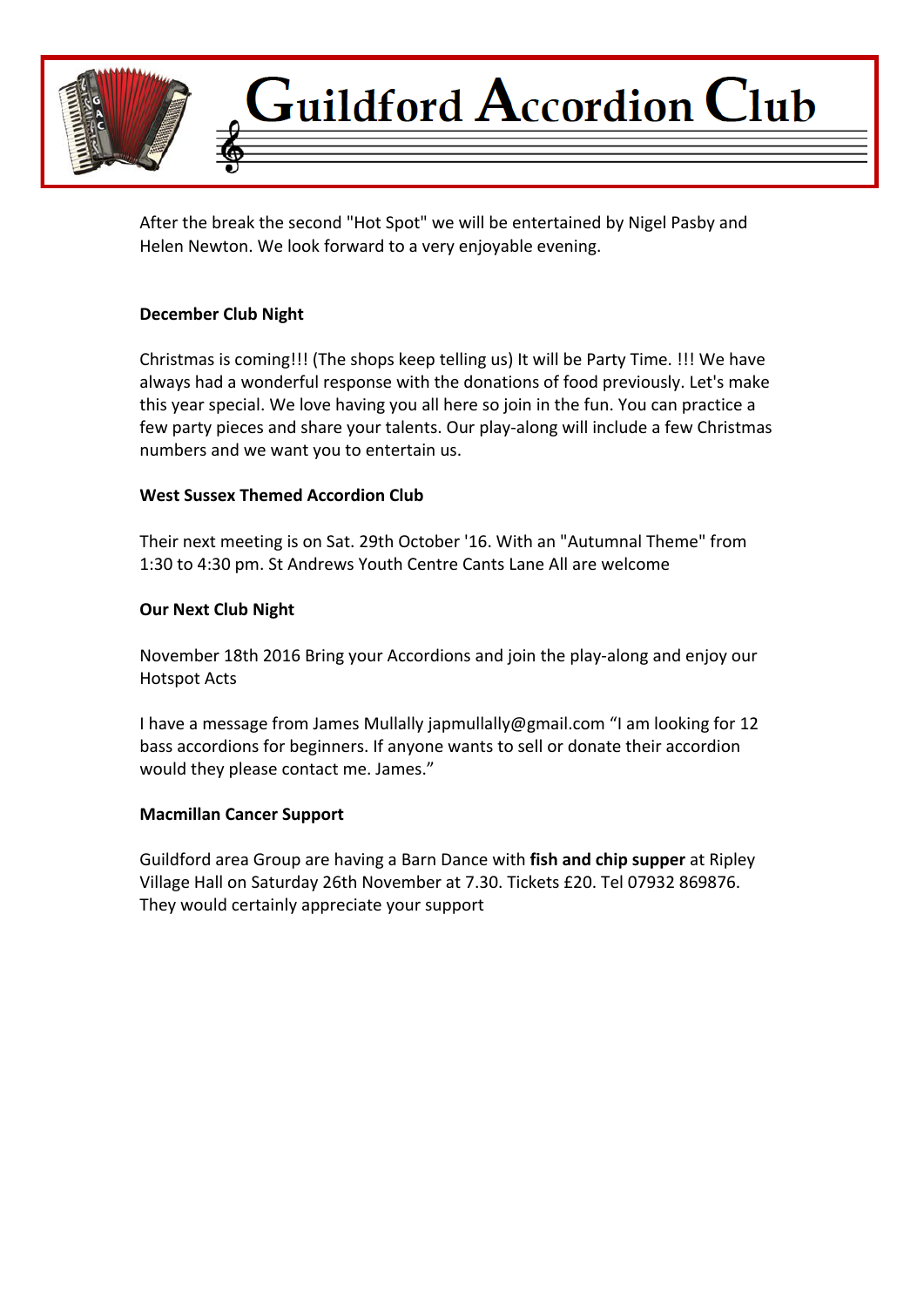After the break the second "Hot Spot" we will be entertained by Nigel Pasby and Helen Newton. We look forward to a very enjoyable evening.

**December Club Night**

Christmas is coming!!! (The shops keep telling us) It will be Party Time. !!! We have always had a wonderful response with the donations of food previously. Let's make this year special. We love having you all here so join in the fun. You can practice a few party pieces and share your talents. Our play-along will include a few Christmas numbers and we want you to entertain us.

**West Sussex Themed Accordion Club**

Their next meeting is on Sat. 29th October '16. With an "Autumnal Theme" from 1:30 to 4:30 pm. St Andrews Youth Centre Cants Lane All are welcome

**Our Next Club Night**

November 18th 2016 Bring your Accordions and join the play-along and enjoy our Hotspot Acts

I have a message from James Mullally japmullally@gmail.com "I am looking for 12 bass accordions for beginners. If anyone wants to sell or donate their accordion would they please contact me. James."

**Macmillan Cancer Support**

Guildford area Group are having a Barn Dance with **fish and chip supper** at Ripley Village Hall on Saturday 26th November at 7.30. Tickets £20. Tel 07932 869876. They would certainly appreciate your support